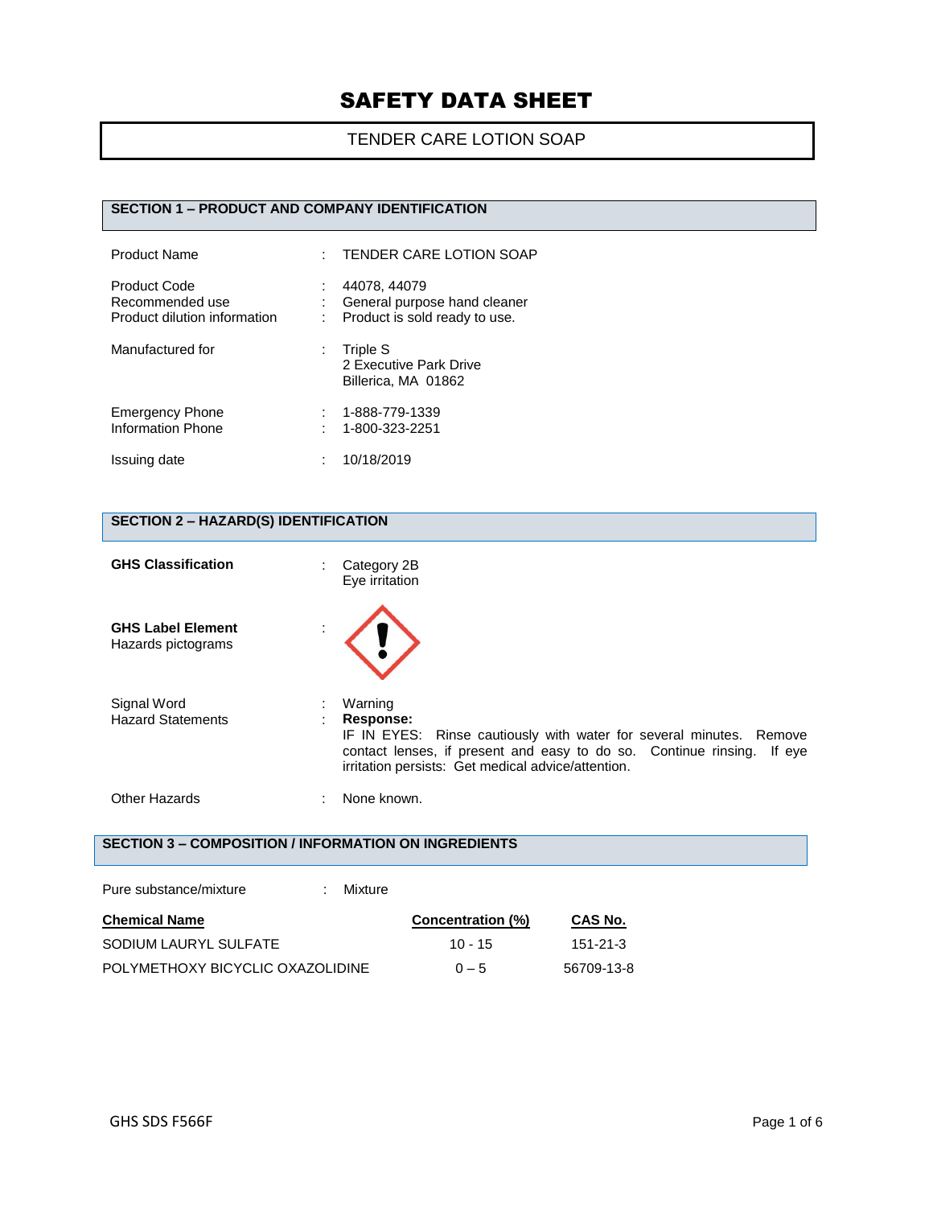# SAFETY DATA SHEET

**TENDER CARE LOTION SOAP**

## SECTION 1 – PRODUCT AND COMPANY IDENTIFICATION

| | | |
|---|---|---|
| Product Name | : | TENDER CARE LOTION SOAP |
| Product Code | : | 44078, 44079 |
| Recommended use | : | General purpose hand cleaner |
| Product dilution information | : | Product is sold ready to use. |
| Manufactured for | : | Triple S<br>2 Executive Park Drive<br>Billerica, MA 01862 |
| Emergency Phone | : | 1-888-779-1339 |
| Information Phone | : | 1-800-323-2251 |
| Issuing date | : | 10/18/2019 |

## SECTION 2 – HAZARD(S) IDENTIFICATION

**GHS Classification** : Category 2B
Eye irritation

**GHS Label Element**
Hazards pictograms :

Signal Word : Warning

Hazard Statements : **Response:**
IF IN EYES: Rinse cautiously with water for several minutes. Remove contact lenses, if present and easy to do so. Continue rinsing. If eye irritation persists: Get medical advice/attention.

Other Hazards : None known.

## SECTION 3 – COMPOSITION / INFORMATION ON INGREDIENTS

Pure substance/mixture : Mixture

| Chemical Name | Concentration (%) | CAS No. |
|---|---|---|
| SODIUM LAURYL SULFATE | 10 - 15 | 151-21-3 |
| POLYMETHOXY BICYCLIC OXAZOLIDINE | 0 – 5 | 56709-13-8 |

GHS SDS F566F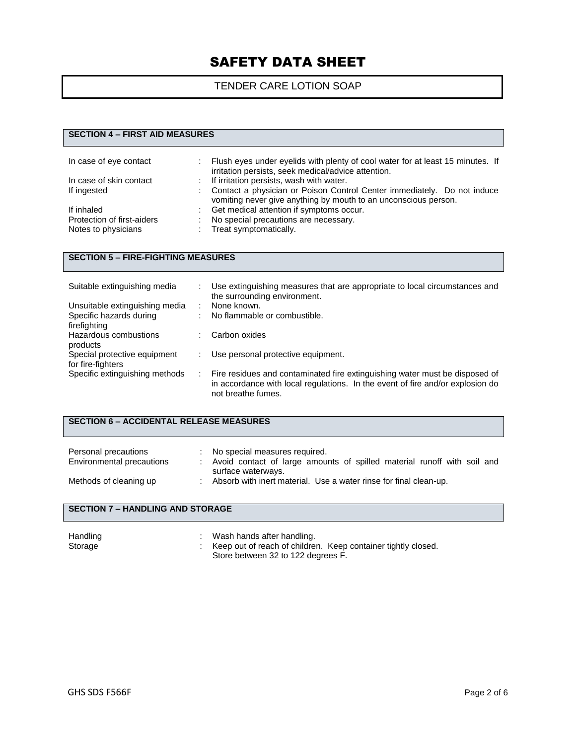# SAFETY DATA SHEET

TENDER CARE LOTION SOAP

## SECTION 4 – FIRST AID MEASURES

| | |
|---|---|
| In case of eye contact | : Flush eyes under eyelids with plenty of cool water for at least 15 minutes. If irritation persists, seek medical/advice attention. |
| In case of skin contact | : If irritation persists, wash with water. |
| If ingested | : Contact a physician or Poison Control Center immediately. Do not induce vomiting never give anything by mouth to an unconscious person. |
| If inhaled | : Get medical attention if symptoms occur. |
| Protection of first-aiders | : No special precautions are necessary. |
| Notes to physicians | : Treat symptomatically. |

## SECTION 5 – FIRE-FIGHTING MEASURES

| | |
|---|---|
| Suitable extinguishing media | : Use extinguishing measures that are appropriate to local circumstances and the surrounding environment. |
| Unsuitable extinguishing media | : None known. |
| Specific hazards during firefighting | : No flammable or combustible. |
| Hazardous combustions products | : Carbon oxides |
| Special protective equipment for fire-fighters | : Use personal protective equipment. |
| Specific extinguishing methods | : Fire residues and contaminated fire extinguishing water must be disposed of in accordance with local regulations. In the event of fire and/or explosion do not breathe fumes. |

## SECTION 6 – ACCIDENTAL RELEASE MEASURES

| | |
|---|---|
| Personal precautions | : No special measures required. |
| Environmental precautions | : Avoid contact of large amounts of spilled material runoff with soil and surface waterways. |
| Methods of cleaning up | : Absorb with inert material. Use a water rinse for final clean-up. |

## SECTION 7 – HANDLING AND STORAGE

| | |
|---|---|
| Handling | : Wash hands after handling. |
| Storage | : Keep out of reach of children. Keep container tightly closed. Store between 32 to 122 degrees F. |

GHS SDS F566F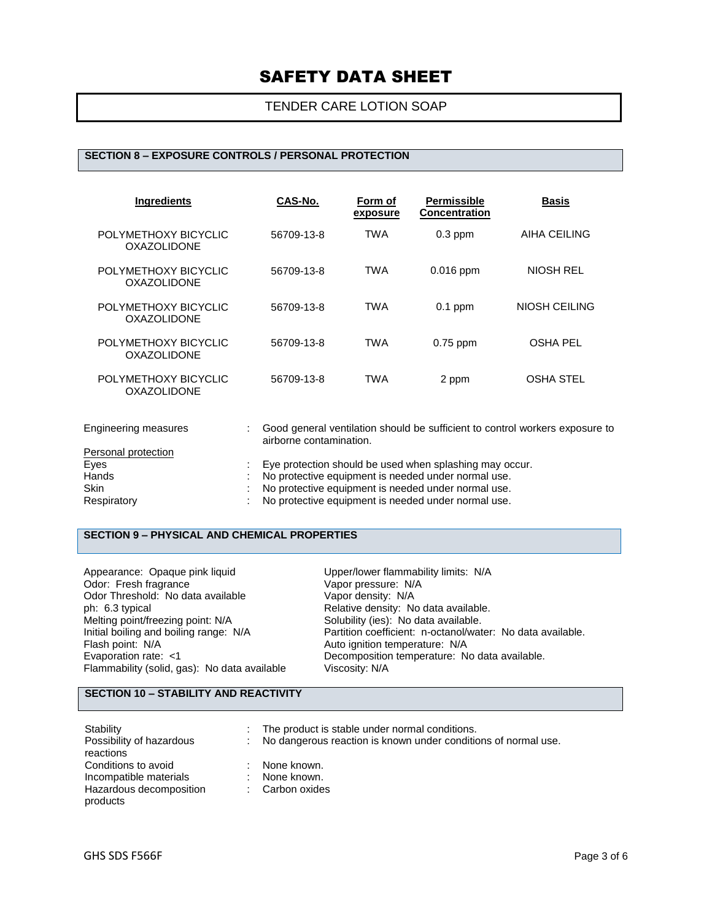# SAFETY DATA SHEET

TENDER CARE LOTION SOAP

## SECTION 8 – EXPOSURE CONTROLS / PERSONAL PROTECTION

| Ingredients | CAS-No. | Form of exposure | Permissible Concentration | Basis |
|---|---|---|---|---|
| POLYMETHOXY BICYCLIC OXAZOLIDONE | 56709-13-8 | TWA | 0.3 ppm | AIHA CEILING |
| POLYMETHOXY BICYCLIC OXAZOLIDONE | 56709-13-8 | TWA | 0.016 ppm | NIOSH REL |
| POLYMETHOXY BICYCLIC OXAZOLIDONE | 56709-13-8 | TWA | 0.1 ppm | NIOSH CEILING |
| POLYMETHOXY BICYCLIC OXAZOLIDONE | 56709-13-8 | TWA | 0.75 ppm | OSHA PEL |
| POLYMETHOXY BICYCLIC OXAZOLIDONE | 56709-13-8 | TWA | 2 ppm | OSHA STEL |

Engineering measures : Good general ventilation should be sufficient to control workers exposure to airborne contamination.

Personal protection

- Eyes : Eye protection should be used when splashing may occur.
- Hands : No protective equipment is needed under normal use.
- Skin : No protective equipment is needed under normal use.
- Respiratory : No protective equipment is needed under normal use.

## SECTION 9 – PHYSICAL AND CHEMICAL PROPERTIES

Appearance: Opaque pink liquid
Odor: Fresh fragrance
Odor Threshold: No data available
ph: 6.3 typical
Melting point/freezing point: N/A
Initial boiling and boiling range: N/A
Flash point: N/A
Evaporation rate: <1
Flammability (solid, gas): No data available

Upper/lower flammability limits: N/A
Vapor pressure: N/A
Vapor density: N/A
Relative density: No data available.
Solubility (ies): No data available.
Partition coefficient: n-octanol/water: No data available.
Auto ignition temperature: N/A
Decomposition temperature: No data available.
Viscosity: N/A

## SECTION 10 – STABILITY AND REACTIVITY

- Stability : The product is stable under normal conditions.
- Possibility of hazardous reactions : No dangerous reaction is known under conditions of normal use.
- Conditions to avoid : None known.
- Incompatible materials : None known.
- Hazardous decomposition products : Carbon oxides

GHS SDS F566F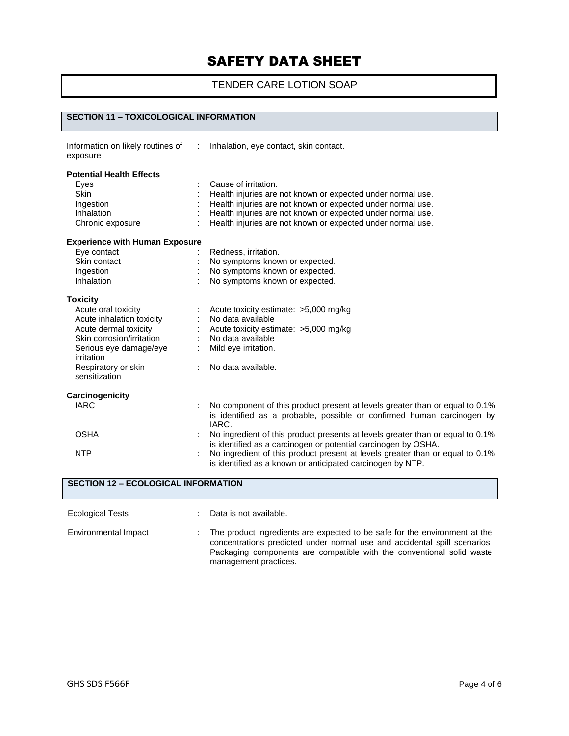# SAFETY DATA SHEET

TENDER CARE LOTION SOAP

## SECTION 11 – TOXICOLOGICAL INFORMATION

Information on likely routines of exposure : Inhalation, eye contact, skin contact.

**Potential Health Effects**

| | | |
|---|---|---|
| Eyes | : | Cause of irritation. |
| Skin | : | Health injuries are not known or expected under normal use. |
| Ingestion | : | Health injuries are not known or expected under normal use. |
| Inhalation | : | Health injuries are not known or expected under normal use. |
| Chronic exposure | : | Health injuries are not known or expected under normal use. |

**Experience with Human Exposure**

| | | |
|---|---|---|
| Eye contact | : | Redness, irritation. |
| Skin contact | : | No symptoms known or expected. |
| Ingestion | : | No symptoms known or expected. |
| Inhalation | : | No symptoms known or expected. |

**Toxicity**

| | | |
|---|---|---|
| Acute oral toxicity | : | Acute toxicity estimate: >5,000 mg/kg |
| Acute inhalation toxicity | : | No data available |
| Acute dermal toxicity | : | Acute toxicity estimate: >5,000 mg/kg |
| Skin corrosion/irritation | : | No data available |
| Serious eye damage/eye irritation | : | Mild eye irritation. |
| Respiratory or skin sensitization | : | No data available. |

**Carcinogenicity**

| | | |
|---|---|---|
| IARC | : | No component of this product present at levels greater than or equal to 0.1% is identified as a probable, possible or confirmed human carcinogen by IARC. |
| OSHA | : | No ingredient of this product presents at levels greater than or equal to 0.1% is identified as a carcinogen or potential carcinogen by OSHA. |
| NTP | : | No ingredient of this product present at levels greater than or equal to 0.1% is identified as a known or anticipated carcinogen by NTP. |

## SECTION 12 – ECOLOGICAL INFORMATION

| | | |
|---|---|---|
| Ecological Tests | : | Data is not available. |
| Environmental Impact | : | The product ingredients are expected to be safe for the environment at the concentrations predicted under normal use and accidental spill scenarios. Packaging components are compatible with the conventional solid waste management practices. |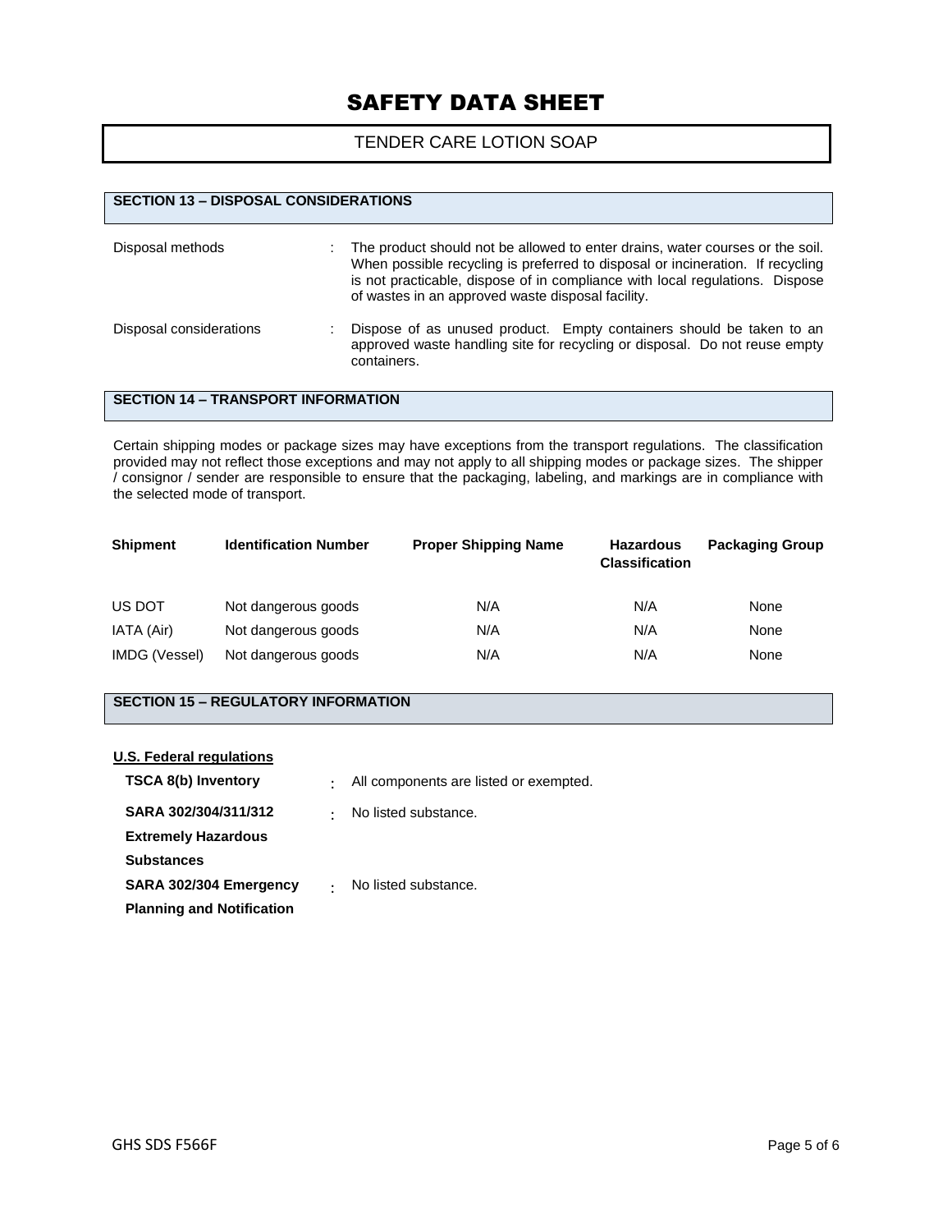# SAFETY DATA SHEET

TENDER CARE LOTION SOAP

## SECTION 13 – DISPOSAL CONSIDERATIONS

| | | |
|---|---|---|
| Disposal methods | : | The product should not be allowed to enter drains, water courses or the soil. When possible recycling is preferred to disposal or incineration. If recycling is not practicable, dispose of in compliance with local regulations. Dispose of wastes in an approved waste disposal facility. |
| Disposal considerations | : | Dispose of as unused product. Empty containers should be taken to an approved waste handling site for recycling or disposal. Do not reuse empty containers. |

## SECTION 14 – TRANSPORT INFORMATION

Certain shipping modes or package sizes may have exceptions from the transport regulations. The classification provided may not reflect those exceptions and may not apply to all shipping modes or package sizes. The shipper / consignor / sender are responsible to ensure that the packaging, labeling, and markings are in compliance with the selected mode of transport.

| Shipment | Identification Number | Proper Shipping Name | Hazardous Classification | Packaging Group |
|---|---|---|---|---|
| US DOT | Not dangerous goods | N/A | N/A | None |
| IATA (Air) | Not dangerous goods | N/A | N/A | None |
| IMDG (Vessel) | Not dangerous goods | N/A | N/A | None |

## SECTION 15 – REGULATORY INFORMATION

**U.S. Federal regulations**

| | | |
|---|---|---|
| **TSCA 8(b) Inventory** | : | All components are listed or exempted. |
| **SARA 302/304/311/312 Extremely Hazardous Substances** | : | No listed substance. |
| **SARA 302/304 Emergency Planning and Notification** | : | No listed substance. |

GHS SDS F566F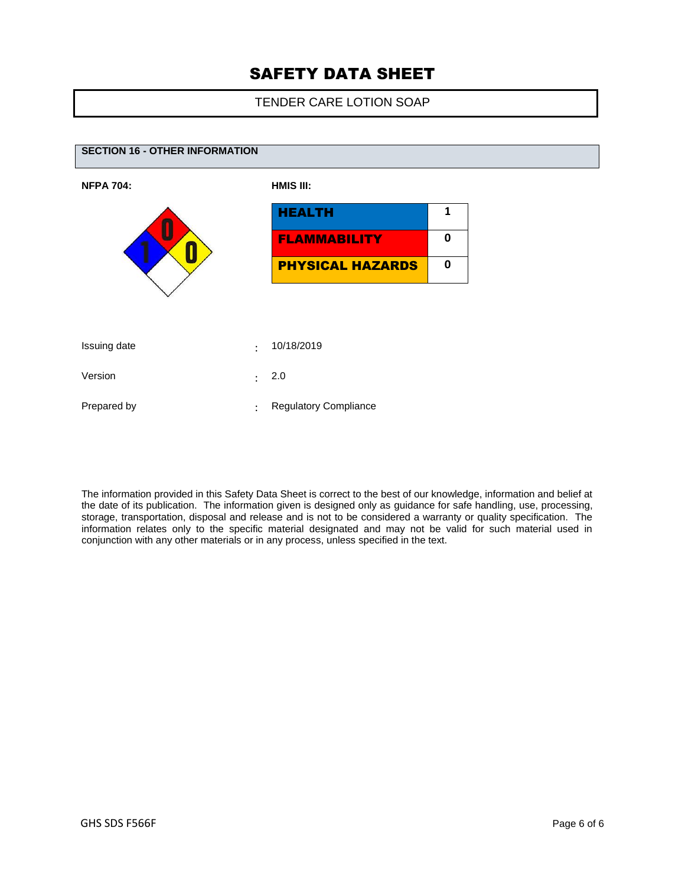# SAFETY DATA SHEET

TENDER CARE LOTION SOAP

## SECTION 16 - OTHER INFORMATION

**NFPA 704:**

0
1
0

**HMIS III:**

| | |
|---|---|
| HEALTH | 1 |
| FLAMMABILITY | 0 |
| PHYSICAL HAZARDS | 0 |

Issuing date : 10/18/2019

Version : 2.0

Prepared by : Regulatory Compliance

The information provided in this Safety Data Sheet is correct to the best of our knowledge, information and belief at the date of its publication. The information given is designed only as guidance for safe handling, use, processing, storage, transportation, disposal and release and is not to be considered a warranty or quality specification. The information relates only to the specific material designated and may not be valid for such material used in conjunction with any other materials or in any process, unless specified in the text.

GHS SDS F566F